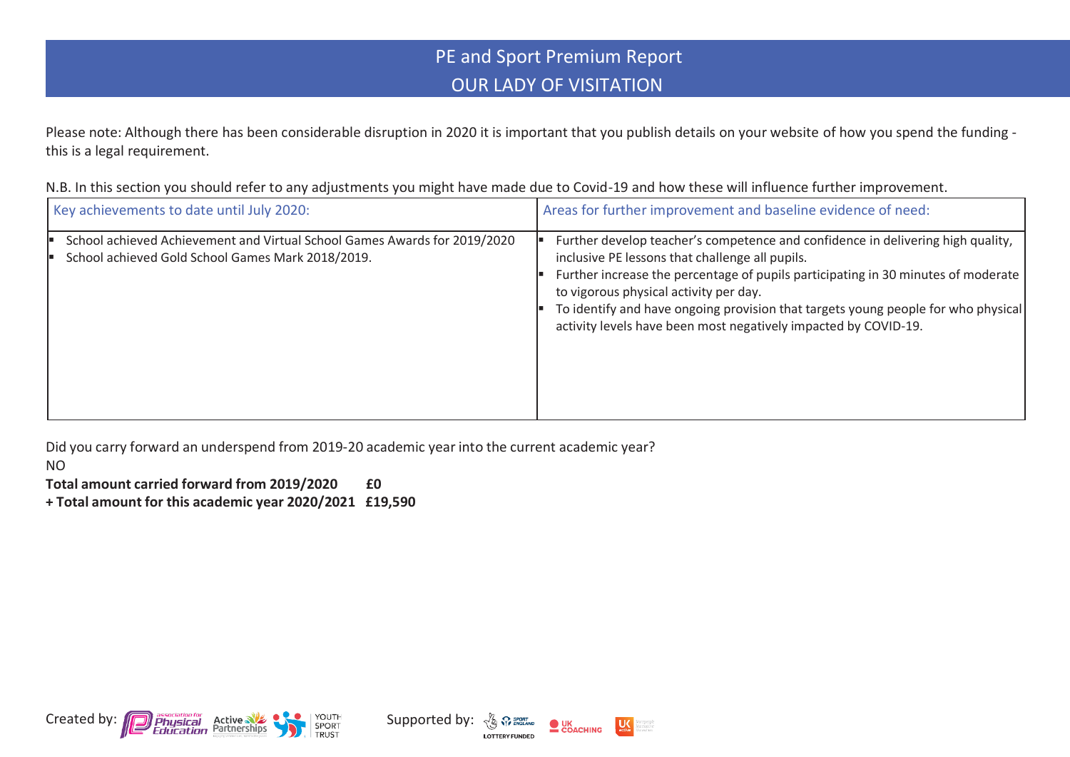# PE and Sport Premium Report

## OUR LADY OF VISITATION

Please note: Although there has been considerable disruption in 2020 it is important that you publish details on your website of how you spend the funding - this is a legal requirement.

N.B. In this section you should refer to any adjustments you might have made due to Covid-19 and how these will influence further improvement.

| Key achievements to date until July 2020: | Areas for further improvement and baseline evidence of need: |
| --- | --- |
| ▪ School achieved Achievement and Virtual School Games Awards for 2019/2020<br>▪ School achieved Gold School Games Mark 2018/2019. | ▪ Further develop teacher's competence and confidence in delivering high quality, inclusive PE lessons that challenge all pupils.<br>▪ Further increase the percentage of pupils participating in 30 minutes of moderate to vigorous physical activity per day.<br>▪ To identify and have ongoing provision that targets young people for who physical activity levels have been most negatively impacted by COVID-19. |

Did you carry forward an underspend from 2019-20 academic year into the current academic year?
NO

**Total amount carried forward from 2019/2020 £0**
**+ Total amount for this academic year 2020/2021 £19,590**

Created by: Association for Physical Education, Active Partnerships, Youth Sport Trust

Supported by: Sport England (Lottery Funded), UK Coaching, UK Active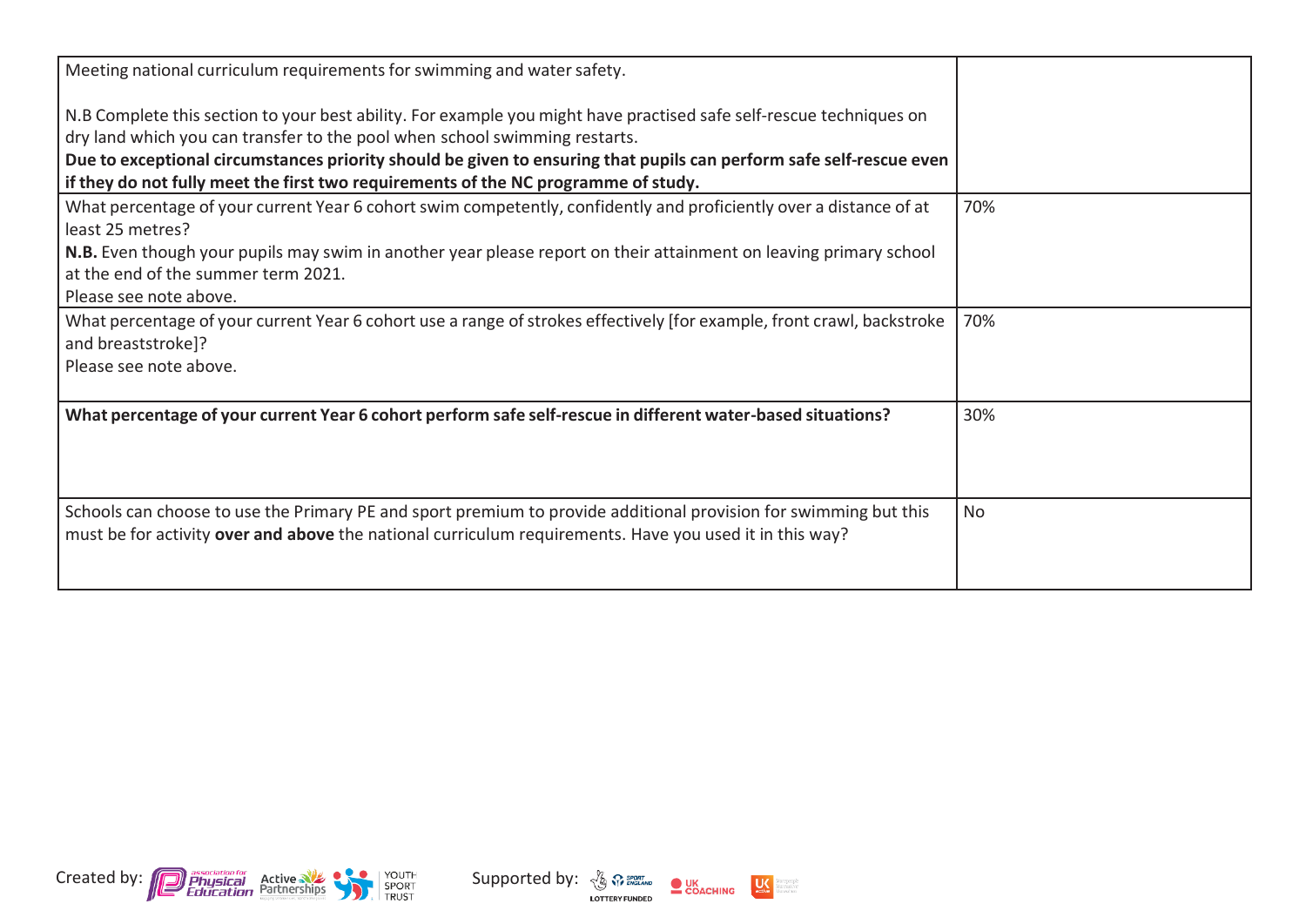| Meeting national curriculum requirements for swimming and water safety.<br><br>N.B Complete this section to your best ability. For example you might have practised safe self-rescue techniques on dry land which you can transfer to the pool when school swimming restarts.<br>**Due to exceptional circumstances priority should be given to ensuring that pupils can perform safe self-rescue even if they do not fully meet the first two requirements of the NC programme of study.** | |
|---|---|
| What percentage of your current Year 6 cohort swim competently, confidently and proficiently over a distance of at least 25 metres?<br>**N.B.** Even though your pupils may swim in another year please report on their attainment on leaving primary school at the end of the summer term 2021.<br>Please see note above. | 70% |
| What percentage of your current Year 6 cohort use a range of strokes effectively [for example, front crawl, backstroke and breaststroke]?<br>Please see note above. | 70% |
| **What percentage of your current Year 6 cohort perform safe self-rescue in different water-based situations?** | 30% |
| Schools can choose to use the Primary PE and sport premium to provide additional provision for swimming but this must be for activity **over and above** the national curriculum requirements. Have you used it in this way? | No |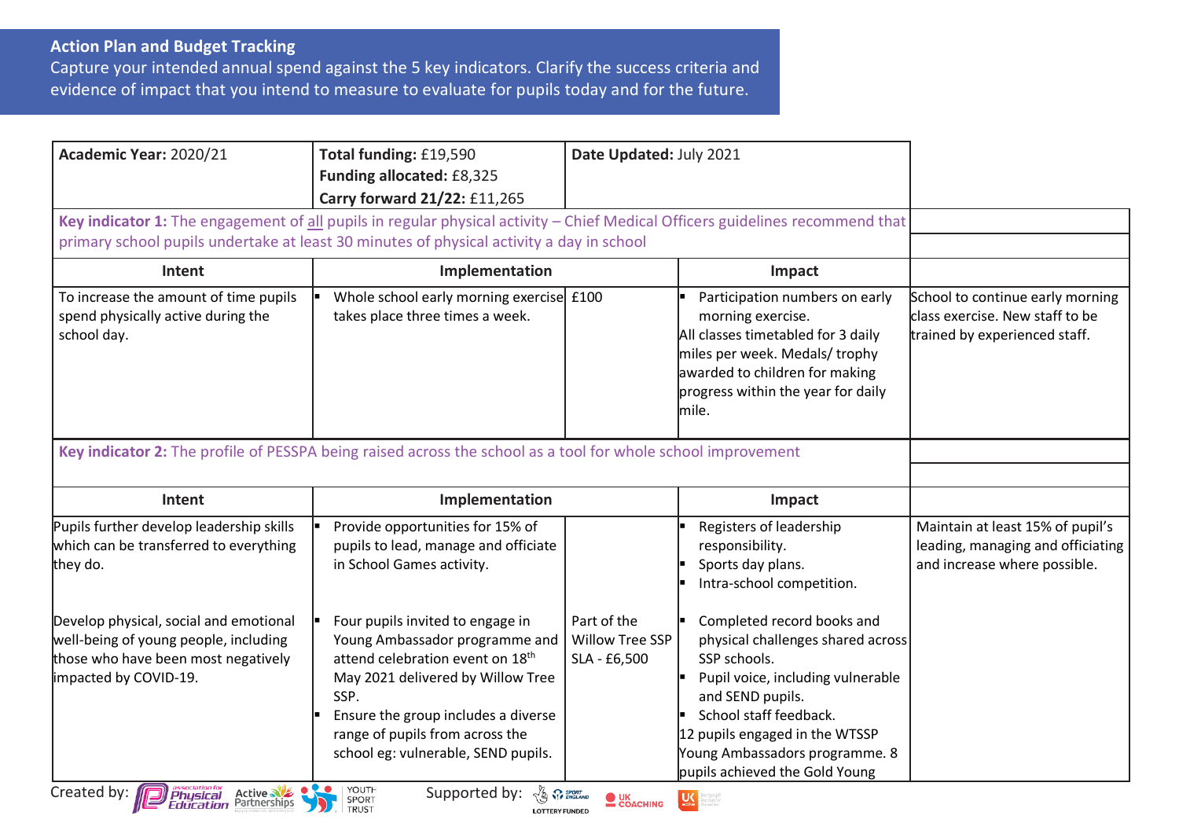## Action Plan and Budget Tracking

Capture your intended annual spend against the 5 key indicators. Clarify the success criteria and evidence of impact that you intend to measure to evaluate for pupils today and for the future.

| **Academic Year:** 2020/21 | **Total funding:** £19,590<br>**Funding allocated:** £8,325<br>**Carry forward 21/22:** £11,265 | **Date Updated:** July 2021 | | |
|---|---|---|---|---|
| **Key indicator 1:** The engagement of all pupils in regular physical activity – Chief Medical Officers guidelines recommend that primary school pupils undertake at least 30 minutes of physical activity a day in school | | | | |
| **Intent** | **Implementation** | | **Impact** | |
| To increase the amount of time pupils spend physically active during the school day. | ▪ Whole school early morning exercise takes place three times a week. | £100 | ▪ Participation numbers on early morning exercise.<br>All classes timetabled for 3 daily miles per week. Medals/ trophy awarded to children for making progress within the year for daily mile. | School to continue early morning class exercise. New staff to be trained by experienced staff. |
| **Key indicator 2:** The profile of PESSPA being raised across the school as a tool for whole school improvement | | | | |
| **Intent** | **Implementation** | | **Impact** | |
| Pupils further develop leadership skills which can be transferred to everything they do. | ▪ Provide opportunities for 15% of pupils to lead, manage and officiate in School Games activity. | | ▪ Registers of leadership responsibility.<br>▪ Sports day plans.<br>▪ Intra-school competition. | Maintain at least 15% of pupil's leading, managing and officiating and increase where possible. |
| Develop physical, social and emotional well-being of young people, including those who have been most negatively impacted by COVID-19. | ▪ Four pupils invited to engage in Young Ambassador programme and attend celebration event on 18th May 2021 delivered by Willow Tree SSP.<br>▪ Ensure the group includes a diverse range of pupils from across the school eg: vulnerable, SEND pupils. | Part of the Willow Tree SSP SLA - £6,500 | ▪ Completed record books and physical challenges shared across SSP schools.<br>▪ Pupil voice, including vulnerable and SEND pupils.<br>▪ School staff feedback.<br>12 pupils engaged in the WTSSP Young Ambassadors programme. 8 pupils achieved the Gold Young | |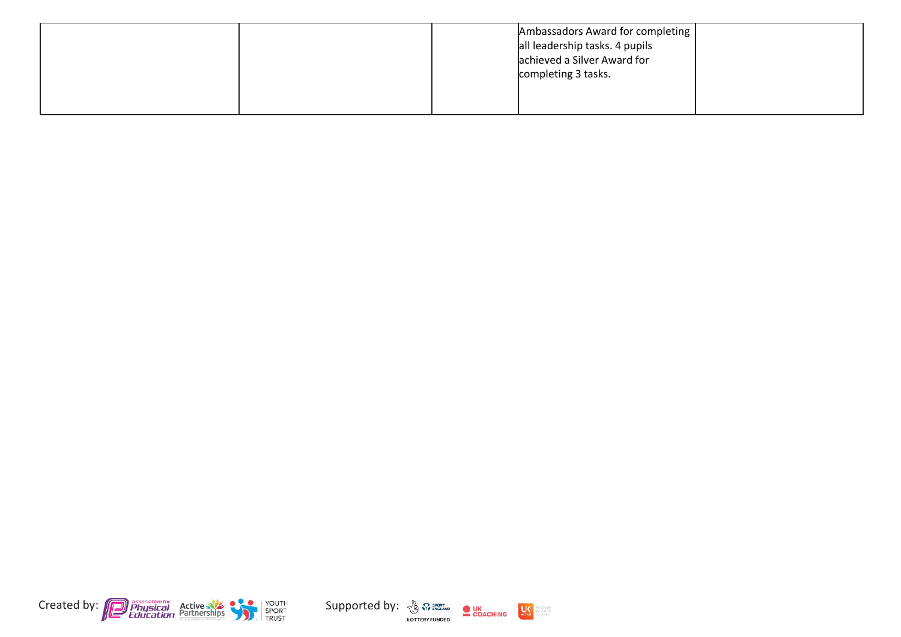| | | | | |
|---|---|---|---|---|
| | | | Ambassadors Award for completing all leadership tasks. 4 pupils achieved a Silver Award for completing 3 tasks. | |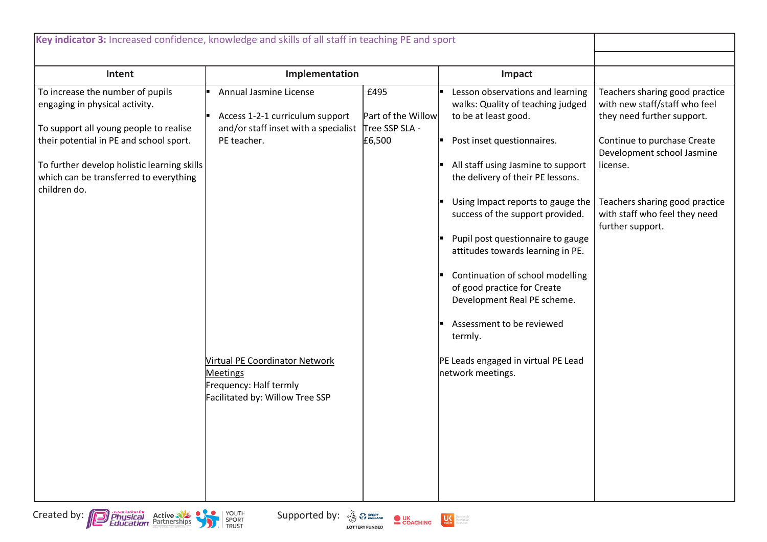| Key indicator 3: Increased confidence, knowledge and skills of all staff in teaching PE and sport | | | | |
|---|---|---|---|---|
| **Intent** | **Implementation** | | **Impact** | |
| To increase the number of pupils engaging in physical activity.<br><br>To support all young people to realise their potential in PE and school sport.<br><br>To further develop holistic learning skills which can be transferred to everything children do. | ▪ Annual Jasmine License<br><br>▪ Access 1-2-1 curriculum support and/or staff inset with a specialist PE teacher. | £495<br><br>Part of the Willow Tree SSP SLA - £6,500 | ▪ Lesson observations and learning walks: Quality of teaching judged to be at least good.<br><br>▪ Post inset questionnaires.<br><br>▪ All staff using Jasmine to support the delivery of their PE lessons.<br><br>▪ Using Impact reports to gauge the success of the support provided.<br><br>▪ Pupil post questionnaire to gauge attitudes towards learning in PE.<br><br>▪ Continuation of school modelling of good practice for Create Development Real PE scheme.<br><br>▪ Assessment to be reviewed termly. | Teachers sharing good practice with new staff/staff who feel they need further support.<br><br>Continue to purchase Create Development school Jasmine license.<br><br>Teachers sharing good practice with staff who feel they need further support. |
| | Virtual PE Coordinator Network Meetings<br>Frequency: Half termly<br>Facilitated by: Willow Tree SSP | | PE Leads engaged in virtual PE Lead network meetings. | |

Created by: Association for Physical Education, Active Partnerships, Youth Sport Trust    Supported by: Sport England (Lottery Funded), UK Coaching, UK Active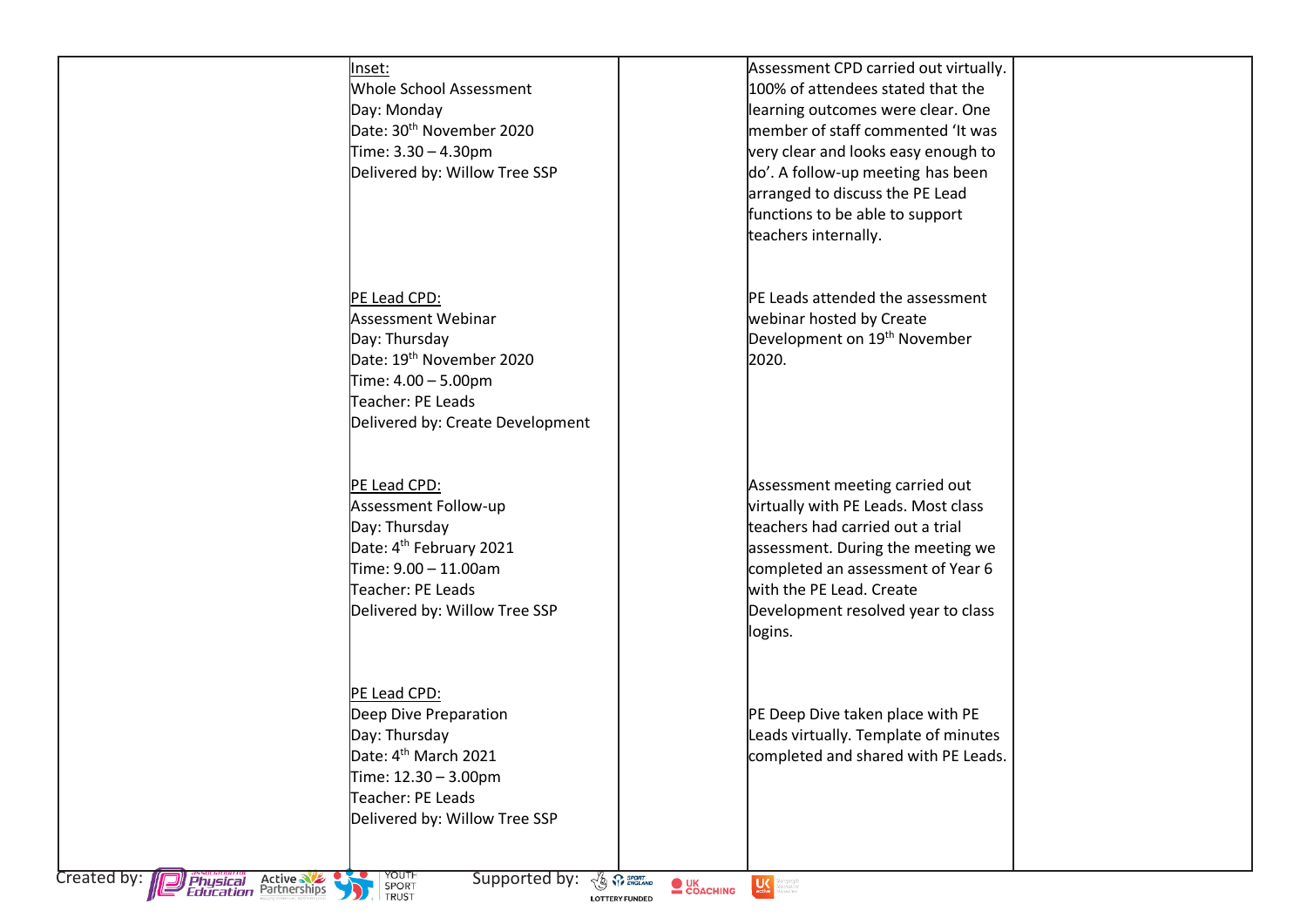| | | | | |
|---|---|---|---|---|
| | Inset:<br>Whole School Assessment<br>Day: Monday<br>Date: 30th November 2020<br>Time: 3.30 – 4.30pm<br>Delivered by: Willow Tree SSP | | Assessment CPD carried out virtually. 100% of attendees stated that the learning outcomes were clear. One member of staff commented 'It was very clear and looks easy enough to do'. A follow-up meeting has been arranged to discuss the PE Lead functions to be able to support teachers internally. | |
| | PE Lead CPD:<br>Assessment Webinar<br>Day: Thursday<br>Date: 19th November 2020<br>Time: 4.00 – 5.00pm<br>Teacher: PE Leads<br>Delivered by: Create Development | | PE Leads attended the assessment webinar hosted by Create Development on 19th November 2020. | |
| | PE Lead CPD:<br>Assessment Follow-up<br>Day: Thursday<br>Date: 4th February 2021<br>Time: 9.00 – 11.00am<br>Teacher: PE Leads<br>Delivered by: Willow Tree SSP | | Assessment meeting carried out virtually with PE Leads. Most class teachers had carried out a trial assessment. During the meeting we completed an assessment of Year 6 with the PE Lead. Create Development resolved year to class logins. | |
| | PE Lead CPD:<br>Deep Dive Preparation<br>Day: Thursday<br>Date: 4th March 2021<br>Time: 12.30 – 3.00pm<br>Teacher: PE Leads<br>Delivered by: Willow Tree SSP | | PE Deep Dive taken place with PE Leads virtually. Template of minutes completed and shared with PE Leads. | |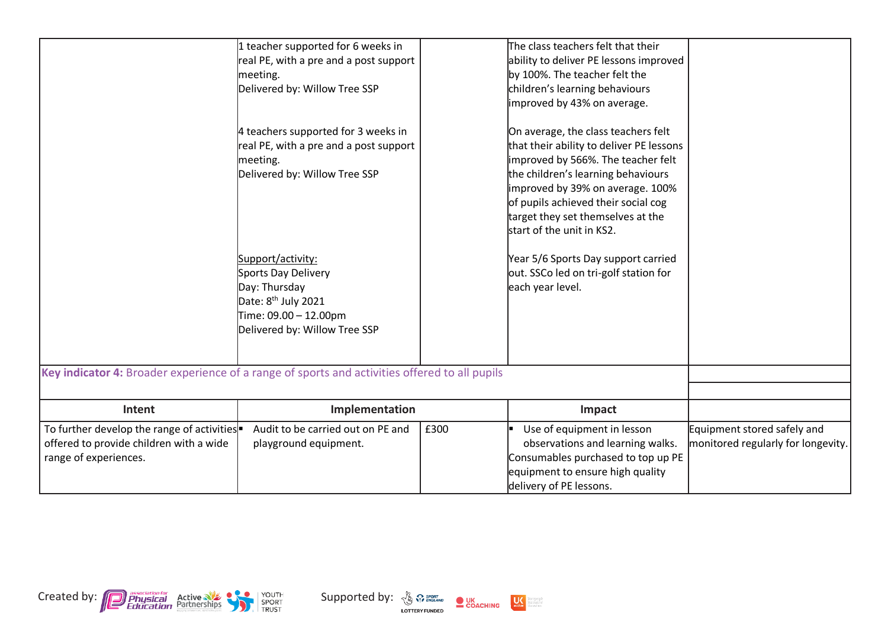| | | | | |
|---|---|---|---|---|
| | 1 teacher supported for 6 weeks in real PE, with a pre and a post support meeting.<br>Delivered by: Willow Tree SSP<br><br>4 teachers supported for 3 weeks in real PE, with a pre and a post support meeting.<br>Delivered by: Willow Tree SSP<br><br>Support/activity:<br>Sports Day Delivery<br>Day: Thursday<br>Date: 8th July 2021<br>Time: 09.00 – 12.00pm<br>Delivered by: Willow Tree SSP | | The class teachers felt that their ability to deliver PE lessons improved by 100%. The teacher felt the children's learning behaviours improved by 43% on average.<br><br>On average, the class teachers felt that their ability to deliver PE lessons improved by 566%. The teacher felt the children's learning behaviours improved by 39% on average. 100% of pupils achieved their social cog target they set themselves at the start of the unit in KS2.<br><br>Year 5/6 Sports Day support carried out. SSCo led on tri-golf station for each year level. | |

| **Key indicator 4:** Broader experience of a range of sports and activities offered to all pupils | | | | |
|---|---|---|---|---|
| **Intent** | **Implementation** | | **Impact** | |
| To further develop the range of activities offered to provide children with a wide range of experiences. | ▪ Audit to be carried out on PE and playground equipment. | £300 | ▪ Use of equipment in lesson observations and learning walks. Consumables purchased to top up PE equipment to ensure high quality delivery of PE lessons. | Equipment stored safely and monitored regularly for longevity. |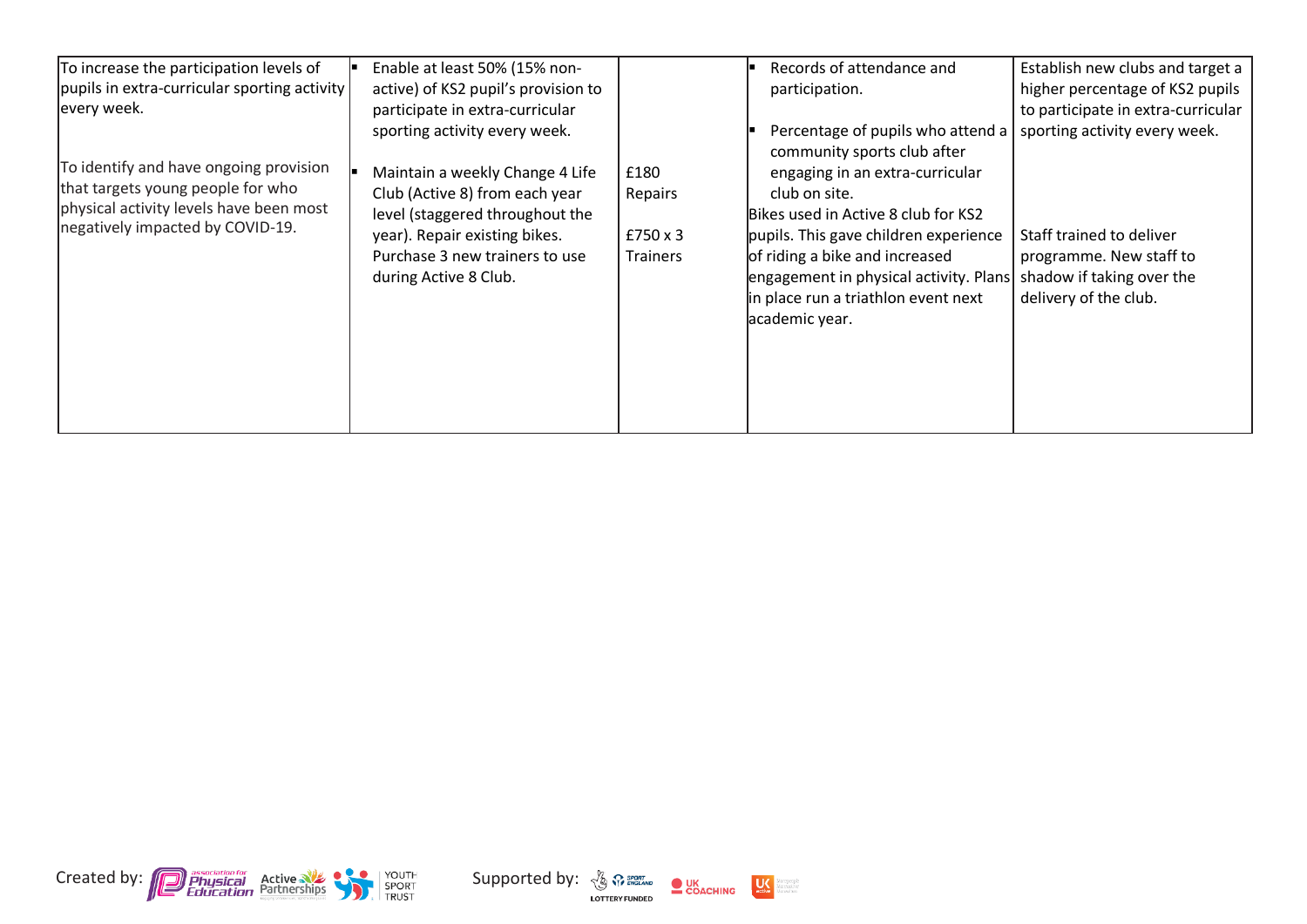| | | | | |
|---|---|---|---|---|
| To increase the participation levels of pupils in extra-curricular sporting activity every week.<br><br>To identify and have ongoing provision that targets young people for who physical activity levels have been most negatively impacted by COVID-19. | ▪ Enable at least 50% (15% non-active) of KS2 pupil's provision to participate in extra-curricular sporting activity every week.<br><br>▪ Maintain a weekly Change 4 Life Club (Active 8) from each year level (staggered throughout the year). Repair existing bikes. Purchase 3 new trainers to use during Active 8 Club. | £180 Repairs<br><br>£750 x 3 Trainers | ▪ Records of attendance and participation.<br><br>▪ Percentage of pupils who attend a community sports club after engaging in an extra-curricular club on site.<br>Bikes used in Active 8 club for KS2 pupils. This gave children experience of riding a bike and increased engagement in physical activity. Plans in place run a triathlon event next academic year. | Establish new clubs and target a higher percentage of KS2 pupils to participate in extra-curricular sporting activity every week.<br><br>Staff trained to deliver programme. New staff to shadow if taking over the delivery of the club. |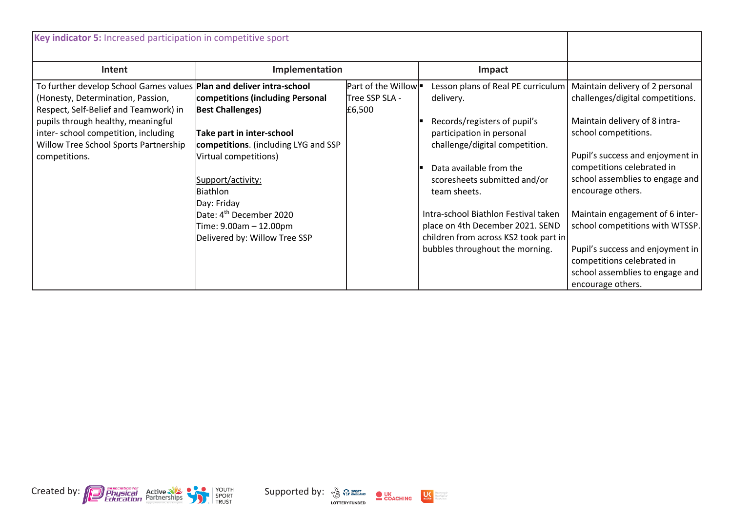| Key indicator 5: Increased participation in competitive sport | | | | |
|---|---|---|---|---|
| **Intent** | **Implementation** | | **Impact** | |
| To further develop School Games values (Honesty, Determination, Passion, Respect, Self-Belief and Teamwork) in pupils through healthy, meaningful inter- school competition, including Willow Tree School Sports Partnership competitions. | **Plan and deliver intra-school competitions (including Personal Best Challenges)**<br><br>**Take part in inter-school competitions**. (including LYG and SSP Virtual competitions)<br><br>Support/activity:<br>Biathlon<br>Day: Friday<br>Date: 4th December 2020<br>Time: 9.00am – 12.00pm<br>Delivered by: Willow Tree SSP | Part of the Willow Tree SSP SLA - £6,500 | - Lesson plans of Real PE curriculum delivery.<br>- Records/registers of pupil's participation in personal challenge/digital competition.<br>- Data available from the scoresheets submitted and/or team sheets.<br><br>Intra-school Biathlon Festival taken place on 4th December 2021. SEND children from across KS2 took part in bubbles throughout the morning. | Maintain delivery of 2 personal challenges/digital competitions.<br><br>Maintain delivery of 8 intra-school competitions.<br><br>Pupil's success and enjoyment in competitions celebrated in school assemblies to engage and encourage others.<br><br>Maintain engagement of 6 inter-school competitions with WTSSP.<br><br>Pupil's success and enjoyment in competitions celebrated in school assemblies to engage and encourage others. |

Created by: association for Physical Education, Active Partnerships, Youth Sport Trust

Supported by: Sport England (Lottery Funded), UK Coaching, UK Active